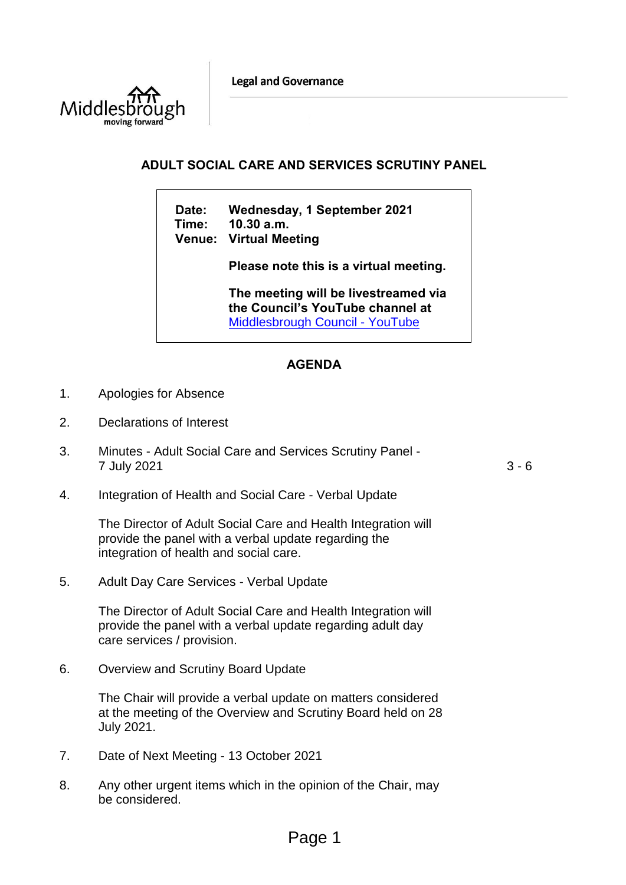Legal and Governance

# ADULT SOCIAL CARE AND SERVICES SCRUTINY PANEL

**Date:** **Wednesday, 1 September 2021**
**Time:** **10.30 a.m.**
**Venue:** **Virtual Meeting**

**Please note this is a virtual meeting.**

**The meeting will be livestreamed via the Council's YouTube channel at** [Middlesbrough Council - YouTube]

## AGENDA

1. Apologies for Absence

2. Declarations of Interest

3. Minutes - Adult Social Care and Services Scrutiny Panel - 7 July 2021 — 3 - 6

4. Integration of Health and Social Care - Verbal Update

   The Director of Adult Social Care and Health Integration will provide the panel with a verbal update regarding the integration of health and social care.

5. Adult Day Care Services - Verbal Update

   The Director of Adult Social Care and Health Integration will provide the panel with a verbal update regarding adult day care services / provision.

6. Overview and Scrutiny Board Update

   The Chair will provide a verbal update on matters considered at the meeting of the Overview and Scrutiny Board held on 28 July 2021.

7. Date of Next Meeting - 13 October 2021

8. Any other urgent items which in the opinion of the Chair, may be considered.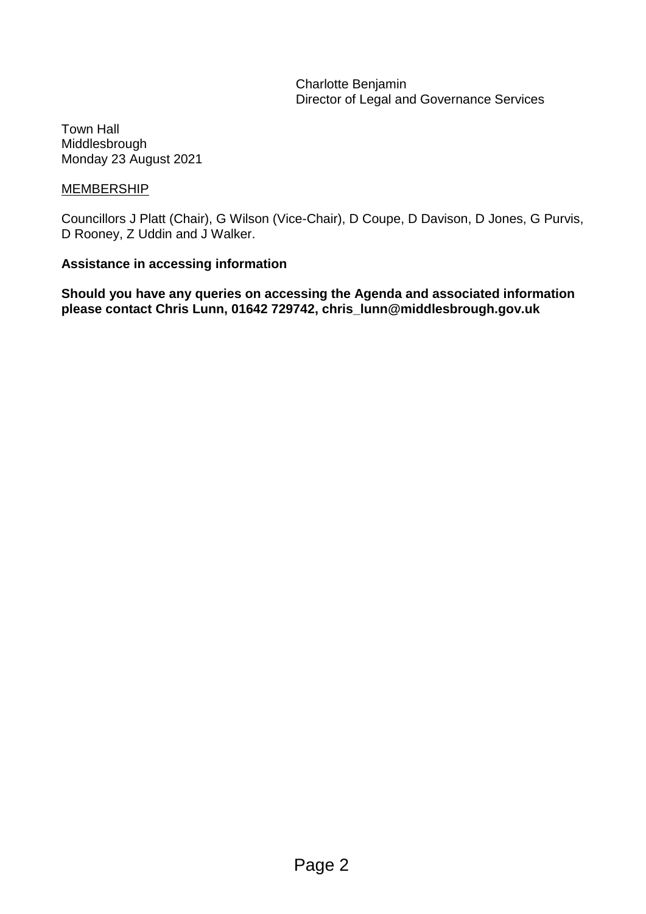Charlotte Benjamin
Director of Legal and Governance Services

Town Hall
Middlesbrough
Monday 23 August 2021

MEMBERSHIP

Councillors J Platt (Chair), G Wilson (Vice-Chair), D Coupe, D Davison, D Jones, G Purvis, D Rooney, Z Uddin and J Walker.

**Assistance in accessing information**

**Should you have any queries on accessing the Agenda and associated information please contact Chris Lunn, 01642 729742, chris_lunn@middlesbrough.gov.uk**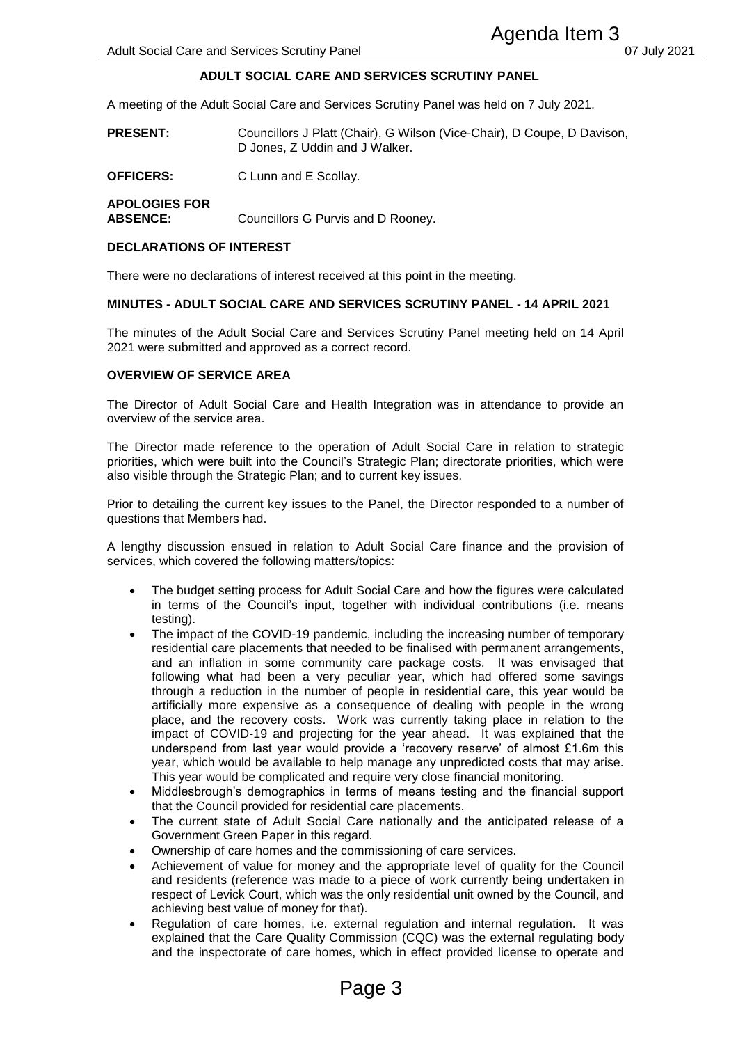## ADULT SOCIAL CARE AND SERVICES SCRUTINY PANEL

A meeting of the Adult Social Care and Services Scrutiny Panel was held on 7 July 2021.

**PRESENT:** Councillors J Platt (Chair), G Wilson (Vice-Chair), D Coupe, D Davison, D Jones, Z Uddin and J Walker.

**OFFICERS:** C Lunn and E Scollay.

**APOLOGIES FOR ABSENCE:** Councillors G Purvis and D Rooney.

### DECLARATIONS OF INTEREST

There were no declarations of interest received at this point in the meeting.

### MINUTES - ADULT SOCIAL CARE AND SERVICES SCRUTINY PANEL - 14 APRIL 2021

The minutes of the Adult Social Care and Services Scrutiny Panel meeting held on 14 April 2021 were submitted and approved as a correct record.

### OVERVIEW OF SERVICE AREA

The Director of Adult Social Care and Health Integration was in attendance to provide an overview of the service area.

The Director made reference to the operation of Adult Social Care in relation to strategic priorities, which were built into the Council's Strategic Plan; directorate priorities, which were also visible through the Strategic Plan; and to current key issues.

Prior to detailing the current key issues to the Panel, the Director responded to a number of questions that Members had.

A lengthy discussion ensued in relation to Adult Social Care finance and the provision of services, which covered the following matters/topics:

- The budget setting process for Adult Social Care and how the figures were calculated in terms of the Council's input, together with individual contributions (i.e. means testing).
- The impact of the COVID-19 pandemic, including the increasing number of temporary residential care placements that needed to be finalised with permanent arrangements, and an inflation in some community care package costs. It was envisaged that following what had been a very peculiar year, which had offered some savings through a reduction in the number of people in residential care, this year would be artificially more expensive as a consequence of dealing with people in the wrong place, and the recovery costs. Work was currently taking place in relation to the impact of COVID-19 and projecting for the year ahead. It was explained that the underspend from last year would provide a 'recovery reserve' of almost £1.6m this year, which would be available to help manage any unpredicted costs that may arise. This year would be complicated and require very close financial monitoring.
- Middlesbrough's demographics in terms of means testing and the financial support that the Council provided for residential care placements.
- The current state of Adult Social Care nationally and the anticipated release of a Government Green Paper in this regard.
- Ownership of care homes and the commissioning of care services.
- Achievement of value for money and the appropriate level of quality for the Council and residents (reference was made to a piece of work currently being undertaken in respect of Levick Court, which was the only residential unit owned by the Council, and achieving best value of money for that).
- Regulation of care homes, i.e. external regulation and internal regulation. It was explained that the Care Quality Commission (CQC) was the external regulating body and the inspectorate of care homes, which in effect provided license to operate and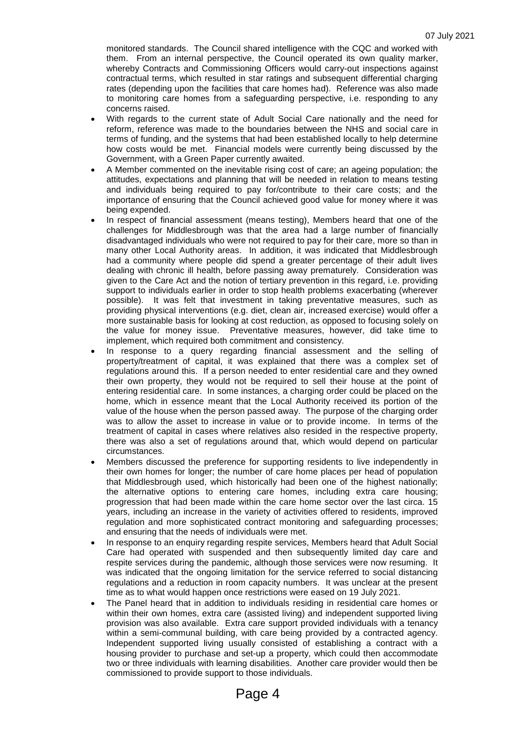monitored standards. The Council shared intelligence with the CQC and worked with them. From an internal perspective, the Council operated its own quality marker, whereby Contracts and Commissioning Officers would carry-out inspections against contractual terms, which resulted in star ratings and subsequent differential charging rates (depending upon the facilities that care homes had). Reference was also made to monitoring care homes from a safeguarding perspective, i.e. responding to any concerns raised.

- With regards to the current state of Adult Social Care nationally and the need for reform, reference was made to the boundaries between the NHS and social care in terms of funding, and the systems that had been established locally to help determine how costs would be met. Financial models were currently being discussed by the Government, with a Green Paper currently awaited.
- A Member commented on the inevitable rising cost of care; an ageing population; the attitudes, expectations and planning that will be needed in relation to means testing and individuals being required to pay for/contribute to their care costs; and the importance of ensuring that the Council achieved good value for money where it was being expended.
- In respect of financial assessment (means testing), Members heard that one of the challenges for Middlesbrough was that the area had a large number of financially disadvantaged individuals who were not required to pay for their care, more so than in many other Local Authority areas. In addition, it was indicated that Middlesbrough had a community where people did spend a greater percentage of their adult lives dealing with chronic ill health, before passing away prematurely. Consideration was given to the Care Act and the notion of tertiary prevention in this regard, i.e. providing support to individuals earlier in order to stop health problems exacerbating (wherever possible). It was felt that investment in taking preventative measures, such as providing physical interventions (e.g. diet, clean air, increased exercise) would offer a more sustainable basis for looking at cost reduction, as opposed to focusing solely on the value for money issue. Preventative measures, however, did take time to implement, which required both commitment and consistency.
- In response to a query regarding financial assessment and the selling of property/treatment of capital, it was explained that there was a complex set of regulations around this. If a person needed to enter residential care and they owned their own property, they would not be required to sell their house at the point of entering residential care. In some instances, a charging order could be placed on the home, which in essence meant that the Local Authority received its portion of the value of the house when the person passed away. The purpose of the charging order was to allow the asset to increase in value or to provide income. In terms of the treatment of capital in cases where relatives also resided in the respective property, there was also a set of regulations around that, which would depend on particular circumstances.
- Members discussed the preference for supporting residents to live independently in their own homes for longer; the number of care home places per head of population that Middlesbrough used, which historically had been one of the highest nationally; the alternative options to entering care homes, including extra care housing; progression that had been made within the care home sector over the last circa. 15 years, including an increase in the variety of activities offered to residents, improved regulation and more sophisticated contract monitoring and safeguarding processes; and ensuring that the needs of individuals were met.
- In response to an enquiry regarding respite services, Members heard that Adult Social Care had operated with suspended and then subsequently limited day care and respite services during the pandemic, although those services were now resuming. It was indicated that the ongoing limitation for the service referred to social distancing regulations and a reduction in room capacity numbers. It was unclear at the present time as to what would happen once restrictions were eased on 19 July 2021.
- The Panel heard that in addition to individuals residing in residential care homes or within their own homes, extra care (assisted living) and independent supported living provision was also available. Extra care support provided individuals with a tenancy within a semi-communal building, with care being provided by a contracted agency. Independent supported living usually consisted of establishing a contract with a housing provider to purchase and set-up a property, which could then accommodate two or three individuals with learning disabilities. Another care provider would then be commissioned to provide support to those individuals.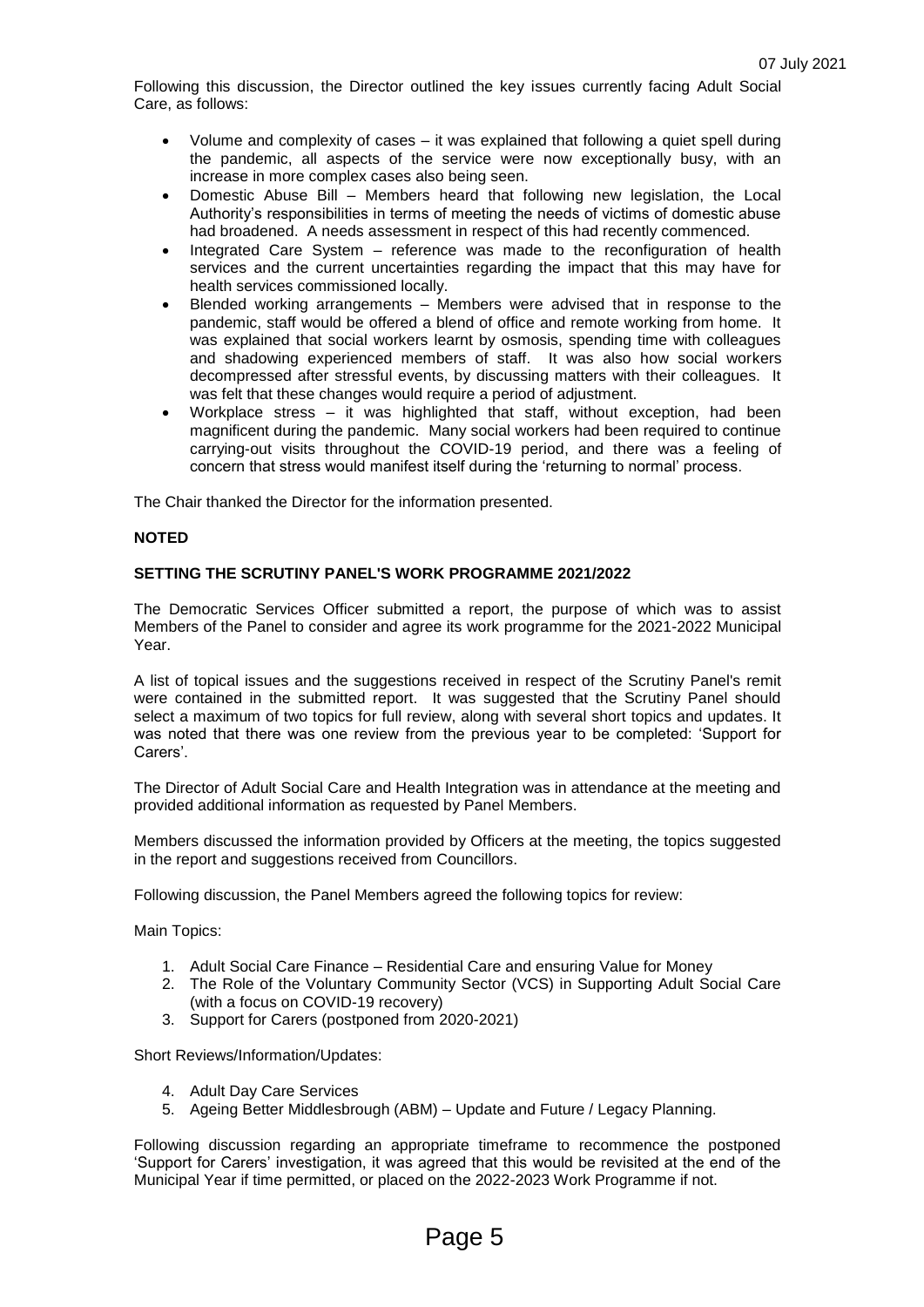Following this discussion, the Director outlined the key issues currently facing Adult Social Care, as follows:

- Volume and complexity of cases – it was explained that following a quiet spell during the pandemic, all aspects of the service were now exceptionally busy, with an increase in more complex cases also being seen.
- Domestic Abuse Bill – Members heard that following new legislation, the Local Authority's responsibilities in terms of meeting the needs of victims of domestic abuse had broadened. A needs assessment in respect of this had recently commenced.
- Integrated Care System – reference was made to the reconfiguration of health services and the current uncertainties regarding the impact that this may have for health services commissioned locally.
- Blended working arrangements – Members were advised that in response to the pandemic, staff would be offered a blend of office and remote working from home. It was explained that social workers learnt by osmosis, spending time with colleagues and shadowing experienced members of staff. It was also how social workers decompressed after stressful events, by discussing matters with their colleagues. It was felt that these changes would require a period of adjustment.
- Workplace stress – it was highlighted that staff, without exception, had been magnificent during the pandemic. Many social workers had been required to continue carrying-out visits throughout the COVID-19 period, and there was a feeling of concern that stress would manifest itself during the 'returning to normal' process.

The Chair thanked the Director for the information presented.

**NOTED**

**SETTING THE SCRUTINY PANEL'S WORK PROGRAMME 2021/2022**

The Democratic Services Officer submitted a report, the purpose of which was to assist Members of the Panel to consider and agree its work programme for the 2021-2022 Municipal Year.

A list of topical issues and the suggestions received in respect of the Scrutiny Panel's remit were contained in the submitted report. It was suggested that the Scrutiny Panel should select a maximum of two topics for full review, along with several short topics and updates. It was noted that there was one review from the previous year to be completed: 'Support for Carers'.

The Director of Adult Social Care and Health Integration was in attendance at the meeting and provided additional information as requested by Panel Members.

Members discussed the information provided by Officers at the meeting, the topics suggested in the report and suggestions received from Councillors.

Following discussion, the Panel Members agreed the following topics for review:

Main Topics:

1. Adult Social Care Finance – Residential Care and ensuring Value for Money
2. The Role of the Voluntary Community Sector (VCS) in Supporting Adult Social Care (with a focus on COVID-19 recovery)
3. Support for Carers (postponed from 2020-2021)

Short Reviews/Information/Updates:

4. Adult Day Care Services
5. Ageing Better Middlesbrough (ABM) – Update and Future / Legacy Planning.

Following discussion regarding an appropriate timeframe to recommence the postponed 'Support for Carers' investigation, it was agreed that this would be revisited at the end of the Municipal Year if time permitted, or placed on the 2022-2023 Work Programme if not.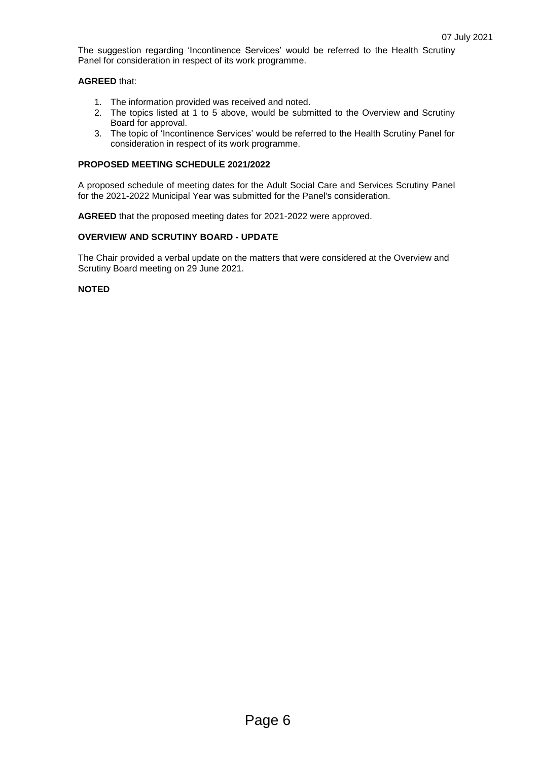The suggestion regarding 'Incontinence Services' would be referred to the Health Scrutiny Panel for consideration in respect of its work programme.

**AGREED** that:

1. The information provided was received and noted.
2. The topics listed at 1 to 5 above, would be submitted to the Overview and Scrutiny Board for approval.
3. The topic of 'Incontinence Services' would be referred to the Health Scrutiny Panel for consideration in respect of its work programme.

**PROPOSED MEETING SCHEDULE 2021/2022**

A proposed schedule of meeting dates for the Adult Social Care and Services Scrutiny Panel for the 2021-2022 Municipal Year was submitted for the Panel's consideration.

**AGREED** that the proposed meeting dates for 2021-2022 were approved.

**OVERVIEW AND SCRUTINY BOARD - UPDATE**

The Chair provided a verbal update on the matters that were considered at the Overview and Scrutiny Board meeting on 29 June 2021.

**NOTED**